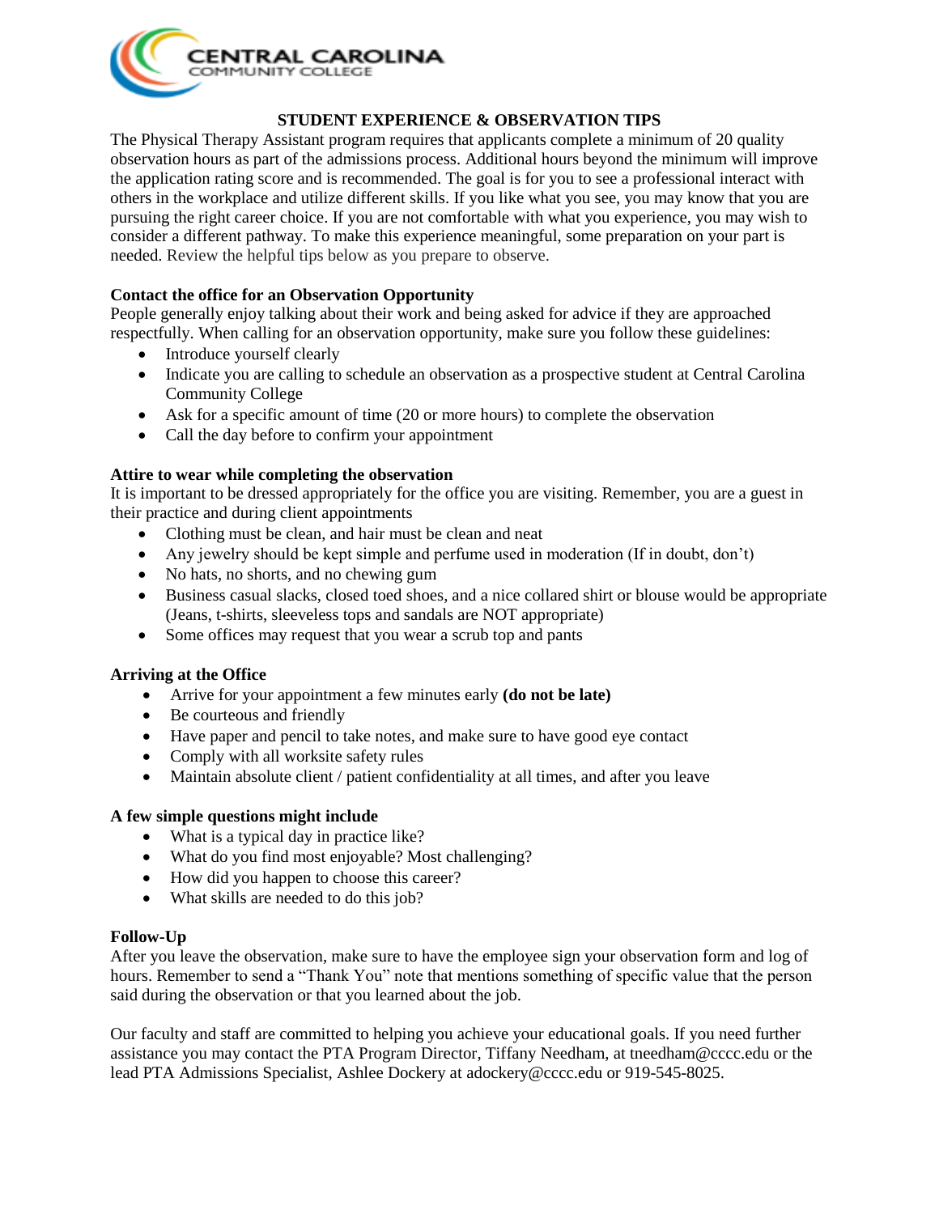CENTRAL CAROLINA
COMMUNITY COLLEGE

# STUDENT EXPERIENCE & OBSERVATION TIPS

The Physical Therapy Assistant program requires that applicants complete a minimum of 20 quality observation hours as part of the admissions process. Additional hours beyond the minimum will improve the application rating score and is recommended. The goal is for you to see a professional interact with others in the workplace and utilize different skills. If you like what you see, you may know that you are pursuing the right career choice. If you are not comfortable with what you experience, you may wish to consider a different pathway. To make this experience meaningful, some preparation on your part is needed. Review the helpful tips below as you prepare to observe.

**Contact the office for an Observation Opportunity**

People generally enjoy talking about their work and being asked for advice if they are approached respectfully. When calling for an observation opportunity, make sure you follow these guidelines:

- Introduce yourself clearly
- Indicate you are calling to schedule an observation as a prospective student at Central Carolina Community College
- Ask for a specific amount of time (20 or more hours) to complete the observation
- Call the day before to confirm your appointment

**Attire to wear while completing the observation**

It is important to be dressed appropriately for the office you are visiting. Remember, you are a guest in their practice and during client appointments

- Clothing must be clean, and hair must be clean and neat
- Any jewelry should be kept simple and perfume used in moderation (If in doubt, don't)
- No hats, no shorts, and no chewing gum
- Business casual slacks, closed toed shoes, and a nice collared shirt or blouse would be appropriate (Jeans, t-shirts, sleeveless tops and sandals are NOT appropriate)
- Some offices may request that you wear a scrub top and pants

**Arriving at the Office**

- Arrive for your appointment a few minutes early **(do not be late)**
- Be courteous and friendly
- Have paper and pencil to take notes, and make sure to have good eye contact
- Comply with all worksite safety rules
- Maintain absolute client / patient confidentiality at all times, and after you leave

**A few simple questions might include**

- What is a typical day in practice like?
- What do you find most enjoyable? Most challenging?
- How did you happen to choose this career?
- What skills are needed to do this job?

**Follow-Up**

After you leave the observation, make sure to have the employee sign your observation form and log of hours. Remember to send a "Thank You" note that mentions something of specific value that the person said during the observation or that you learned about the job.

Our faculty and staff are committed to helping you achieve your educational goals. If you need further assistance you may contact the PTA Program Director, Tiffany Needham, at tneedham@cccc.edu or the lead PTA Admissions Specialist, Ashlee Dockery at adockery@cccc.edu or 919-545-8025.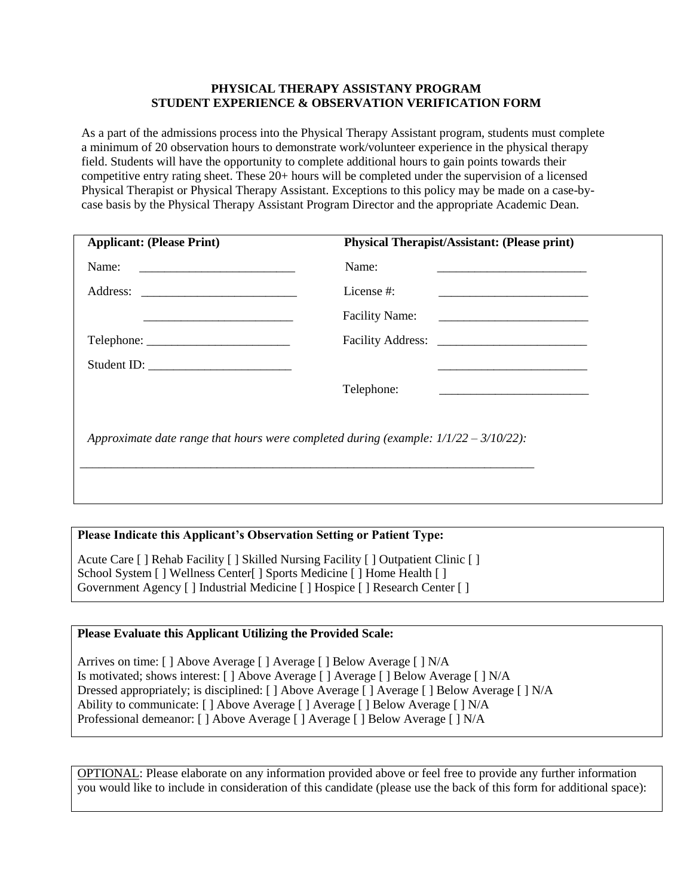**PHYSICAL THERAPY ASSISTANY PROGRAM**
**STUDENT EXPERIENCE & OBSERVATION VERIFICATION FORM**

As a part of the admissions process into the Physical Therapy Assistant program, students must complete a minimum of 20 observation hours to demonstrate work/volunteer experience in the physical therapy field. Students will have the opportunity to complete additional hours to gain points towards their competitive entry rating sheet. These 20+ hours will be completed under the supervision of a licensed Physical Therapist or Physical Therapy Assistant. Exceptions to this policy may be made on a case-by-case basis by the Physical Therapy Assistant Program Director and the appropriate Academic Dean.

| **Applicant: (Please Print)** | **Physical Therapist/Assistant: (Please print)** |
| --- | --- |
| Name: _________________________ | Name: ________________________ |
| Address: _________________________ | License #: ________________________ |
| _________________________ | Facility Name: ________________________ |
| Telephone: _______________________ | Facility Address: ________________________ |
| Student ID: _______________________ | ________________________ |
| | Telephone: ________________________ |

*Approximate date range that hours were completed during (example: 1/1/22 – 3/10/22):*

____________________________________________________________________________

**Please Indicate this Applicant's Observation Setting or Patient Type:**

Acute Care [ ] Rehab Facility [ ] Skilled Nursing Facility [ ] Outpatient Clinic [ ]
School System [ ] Wellness Center[ ] Sports Medicine [ ] Home Health [ ]
Government Agency [ ] Industrial Medicine [ ] Hospice [ ] Research Center [ ]

**Please Evaluate this Applicant Utilizing the Provided Scale:**

Arrives on time: [ ] Above Average [ ] Average [ ] Below Average [ ] N/A
Is motivated; shows interest: [ ] Above Average [ ] Average [ ] Below Average [ ] N/A
Dressed appropriately; is disciplined: [ ] Above Average [ ] Average [ ] Below Average [ ] N/A
Ability to communicate: [ ] Above Average [ ] Average [ ] Below Average [ ] N/A
Professional demeanor: [ ] Above Average [ ] Average [ ] Below Average [ ] N/A

<u>OPTIONAL</u>: Please elaborate on any information provided above or feel free to provide any further information you would like to include in consideration of this candidate (please use the back of this form for additional space):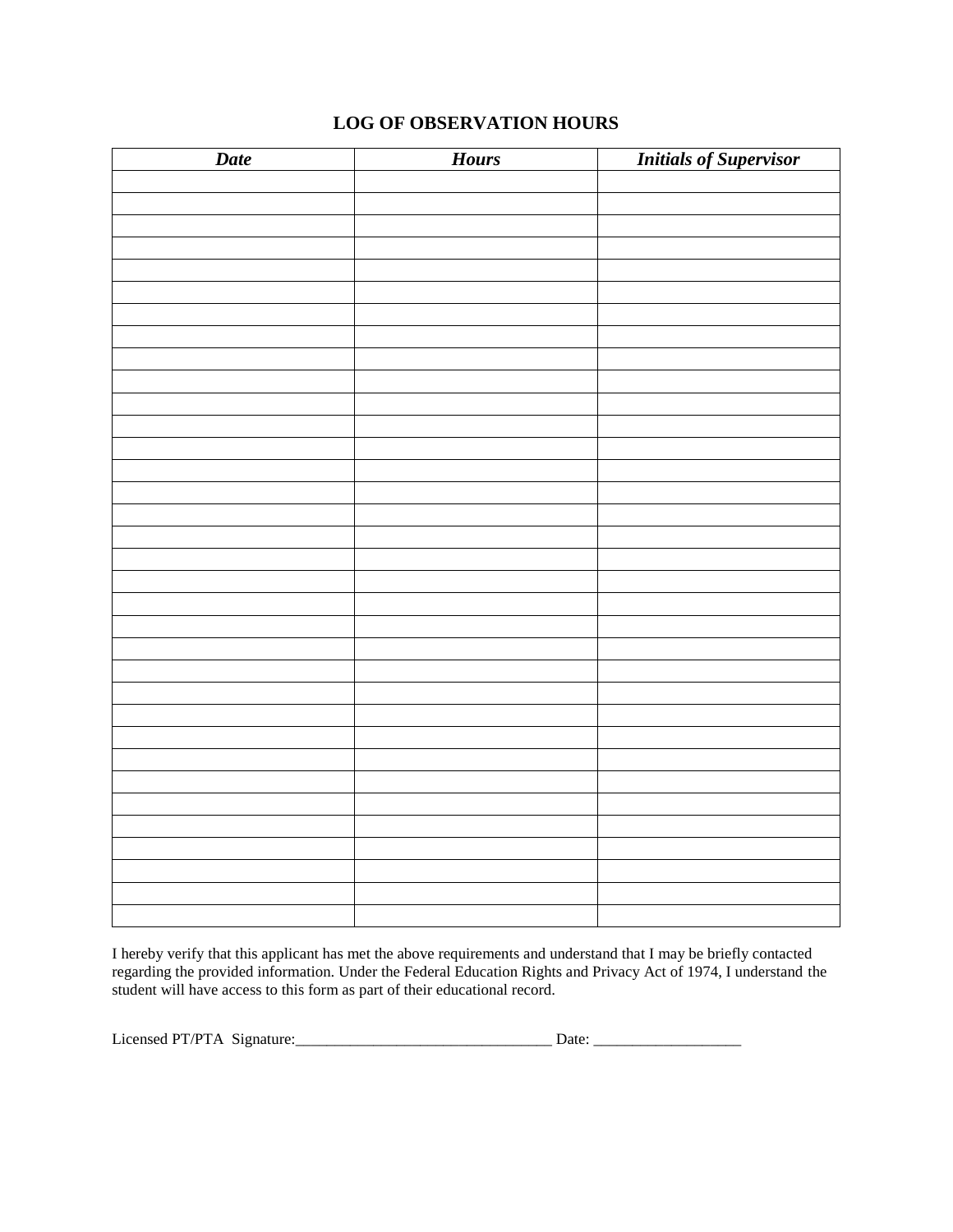## LOG OF OBSERVATION HOURS

| ***Date*** | ***Hours*** | ***Initials of Supervisor*** |
|---|---|---|
| | | |
| | | |
| | | |
| | | |
| | | |
| | | |
| | | |
| | | |
| | | |
| | | |
| | | |
| | | |
| | | |
| | | |
| | | |
| | | |
| | | |
| | | |
| | | |
| | | |
| | | |
| | | |
| | | |
| | | |
| | | |
| | | |
| | | |
| | | |
| | | |
| | | |
| | | |
| | | |
| | | |
| | | |

I hereby verify that this applicant has met the above requirements and understand that I may be briefly contacted regarding the provided information. Under the Federal Education Rights and Privacy Act of 1974, I understand the student will have access to this form as part of their educational record.

Licensed PT/PTA Signature:_________________________________ Date: ___________________